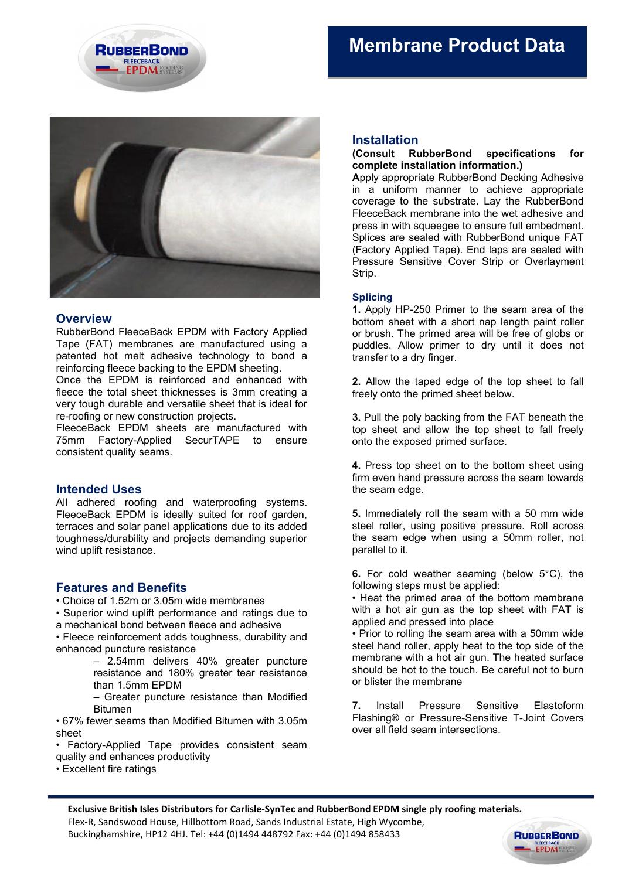# Membrane Product Data

## Overview

RubberBond FleeceBack EPDM with Factory Applied Tape (FAT) membranes are manufactured using a patented hot melt adhesive technology to bond a reinforcing fleece backing to the EPDM sheeting.

Once the EPDM is reinforced and enhanced with fleece the total sheet thicknesses is 3mm creating a very tough durable and versatile sheet that is ideal for re-roofing or new construction projects.

FleeceBack EPDM sheets are manufactured with 75mm Factory-Applied SecurTAPE to ensure consistent quality seams.

## Intended Uses

All adhered roofing and waterproofing systems. FleeceBack EPDM is ideally suited for roof garden, terraces and solar panel applications due to its added toughness/durability and projects demanding superior wind uplift resistance.

## Features and Benefits

- Choice of 1.52m or 3.05m wide membranes
- Superior wind uplift performance and ratings due to a mechanical bond between fleece and adhesive
- Fleece reinforcement adds toughness, durability and enhanced puncture resistance
  - 2.54mm delivers 40% greater puncture resistance and 180% greater tear resistance than 1.5mm EPDM
  - Greater puncture resistance than Modified Bitumen
- 67% fewer seams than Modified Bitumen with 3.05m sheet
- Factory-Applied Tape provides consistent seam quality and enhances productivity
- Excellent fire ratings

## Installation

**(Consult RubberBond specifications for complete installation information.)**

**A**pply appropriate RubberBond Decking Adhesive in a uniform manner to achieve appropriate coverage to the substrate. Lay the RubberBond FleeceBack membrane into the wet adhesive and press in with squeegee to ensure full embedment. Splices are sealed with RubberBond unique FAT (Factory Applied Tape). End laps are sealed with Pressure Sensitive Cover Strip or Overlayment Strip.

### Splicing

**1.** Apply HP-250 Primer to the seam area of the bottom sheet with a short nap length paint roller or brush. The primed area will be free of globs or puddles. Allow primer to dry until it does not transfer to a dry finger.

**2.** Allow the taped edge of the top sheet to fall freely onto the primed sheet below.

**3.** Pull the poly backing from the FAT beneath the top sheet and allow the top sheet to fall freely onto the exposed primed surface.

**4.** Press top sheet on to the bottom sheet using firm even hand pressure across the seam towards the seam edge.

**5.** Immediately roll the seam with a 50 mm wide steel roller, using positive pressure. Roll across the seam edge when using a 50mm roller, not parallel to it.

**6.** For cold weather seaming (below 5°C), the following steps must be applied:

- Heat the primed area of the bottom membrane with a hot air gun as the top sheet with FAT is applied and pressed into place
- Prior to rolling the seam area with a 50mm wide steel hand roller, apply heat to the top side of the membrane with a hot air gun. The heated surface should be hot to the touch. Be careful not to burn or blister the membrane

**7.** Install Pressure Sensitive Elastoform Flashing® or Pressure-Sensitive T-Joint Covers over all field seam intersections.

**Exclusive British Isles Distributors for Carlisle-SynTec and RubberBond EPDM single ply roofing materials.**
Flex-R, Sandswood House, Hillbottom Road, Sands Industrial Estate, High Wycombe, Buckinghamshire, HP12 4HJ. Tel: +44 (0)1494 448792 Fax: +44 (0)1494 858433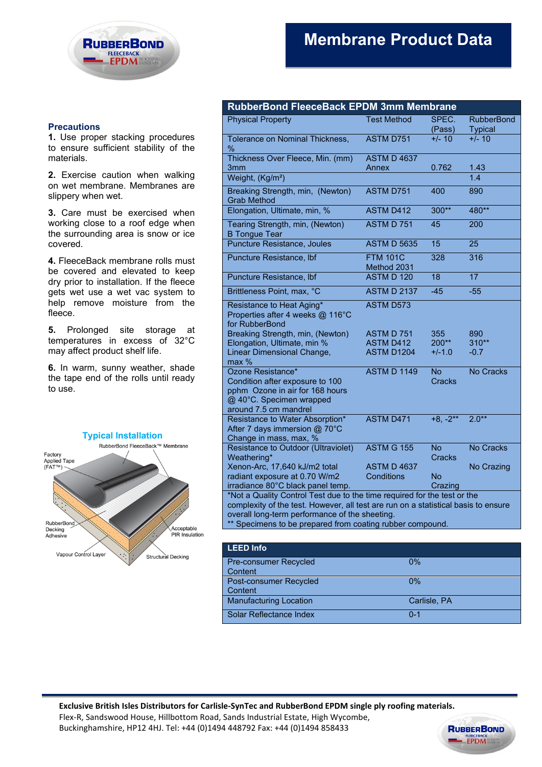# Membrane Product Data

## Precautions

**1.** Use proper stacking procedures to ensure sufficient stability of the materials.

**2.** Exercise caution when walking on wet membrane. Membranes are slippery when wet.

**3.** Care must be exercised when working close to a roof edge when the surrounding area is snow or ice covered.

**4.** FleeceBack membrane rolls must be covered and elevated to keep dry prior to installation. If the fleece gets wet use a wet vac system to help remove moisture from the fleece.

**5.** Prolonged site storage at temperatures in excess of 32°C may affect product shelf life.

**6.** In warm, sunny weather, shade the tape end of the rolls until ready to use.

## Typical Installation

RubberBond FleeceBack™ Membrane
Factory Applied Tape (FAT™)
RubberBond Decking Adhesive
Acceptable PIR Insulation
Vapour Control Layer
Structural Decking

## RubberBond FleeceBack EPDM 3mm Membrane

| Physical Property | Test Method | SPEC. (Pass) | RubberBond Typical |
|---|---|---|---|
| Tolerance on Nominal Thickness, % | ASTM D751 | +/- 10 | +/- 10 |
| Thickness Over Fleece, Min. (mm) 3mm | ASTM D 4637 Annex | 0.762 | 1.43 |
| Weight, (Kg/m²) | | | 1.4 |
| Breaking Strength, min, (Newton) Grab Method | ASTM D751 | 400 | 890 |
| Elongation, Ultimate, min, % | ASTM D412 | 300** | 480** |
| Tearing Strength, min, (Newton) B Tongue Tear | ASTM D 751 | 45 | 200 |
| Puncture Resistance, Joules | ASTM D 5635 | 15 | 25 |
| Puncture Resistance, lbf | FTM 101C Method 2031 | 328 | 316 |
| Puncture Resistance, lbf | ASTM D 120 | 18 | 17 |
| Brittleness Point, max, °C | ASTM D 2137 | -45 | -55 |
| Resistance to Heat Aging* Properties after 4 weeks @ 116°C for RubberBond<br>Breaking Strength, min, (Newton)<br>Elongation, Ultimate, min %<br>Linear Dimensional Change, max % | ASTM D573<br><br><br>ASTM D 751<br>ASTM D412<br>ASTM D1204 | <br><br><br>355<br>200**<br>+/-1.0 | <br><br><br>890<br>310**<br>-0.7 |
| Ozone Resistance* Condition after exposure to 100 pphm Ozone in air for 168 hours @ 40°C. Specimen wrapped around 7.5 cm mandrel | ASTM D 1149 | No Cracks | No Cracks |
| Resistance to Water Absorption* After 7 days immersion @ 70°C Change in mass, max, % | ASTM D471 | +8, -2** | 2.0** |
| Resistance to Outdoor (Ultraviolet) Weathering*<br>Xenon-Arc, 17,640 kJ/m2 total radiant exposure at 0.70 W/m2 irradiance 80°C black panel temp. | ASTM G 155<br><br>ASTM D 4637 Conditions | No Cracks<br><br>No Crazing | No Cracks<br><br>No Crazing |

*Not a Quality Control Test due to the time required for the test or the complexity of the test. However, all test are run on a statistical basis to ensure overall long-term performance of the sheeting.
** Specimens to be prepared from coating rubber compound.

## LEED Info

| | |
|---|---|
| Pre-consumer Recycled Content | 0% |
| Post-consumer Recycled Content | 0% |
| Manufacturing Location | Carlisle, PA |
| Solar Reflectance Index | 0-1 |

**Exclusive British Isles Distributors for Carlisle-SynTec and RubberBond EPDM single ply roofing materials.**
Flex-R, Sandswood House, Hillbottom Road, Sands Industrial Estate, High Wycombe, Buckinghamshire, HP12 4HJ. Tel: +44 (0)1494 448792 Fax: +44 (0)1494 858433